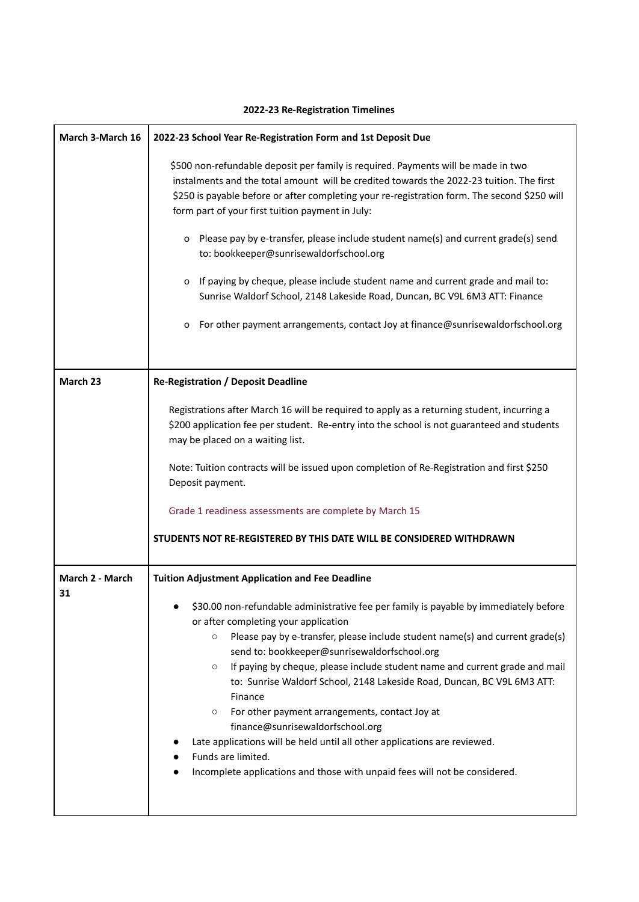**2022-23 Re-Registration Timelines**

| | |
|---|---|
| **March 3-March 16** | **2022-23 School Year Re-Registration Form and 1st Deposit Due**<br><br>$500 non-refundable deposit per family is required. Payments will be made in two instalments and the total amount will be credited towards the 2022-23 tuition. The first $250 is payable before or after completing your re-registration form. The second $250 will form part of your first tuition payment in July:<br><br>o Please pay by e-transfer, please include student name(s) and current grade(s) send to: bookkeeper@sunrisewaldorfschool.org<br><br>o If paying by cheque, please include student name and current grade and mail to: Sunrise Waldorf School, 2148 Lakeside Road, Duncan, BC V9L 6M3 ATT: Finance<br><br>o For other payment arrangements, contact Joy at finance@sunrisewaldorfschool.org |
| **March 23** | **Re-Registration / Deposit Deadline**<br><br>Registrations after March 16 will be required to apply as a returning student, incurring a $200 application fee per student. Re-entry into the school is not guaranteed and students may be placed on a waiting list.<br><br>Note: Tuition contracts will be issued upon completion of Re-Registration and first $250 Deposit payment.<br><br>Grade 1 readiness assessments are complete by March 15<br><br>**STUDENTS NOT RE-REGISTERED BY THIS DATE WILL BE CONSIDERED WITHDRAWN** |
| **March 2 - March 31** | **Tuition Adjustment Application and Fee Deadline**<br><br>● $30.00 non-refundable administrative fee per family is payable by immediately before or after completing your application<br>○ Please pay by e-transfer, please include student name(s) and current grade(s) send to: bookkeeper@sunrisewaldorfschool.org<br>○ If paying by cheque, please include student name and current grade and mail to: Sunrise Waldorf School, 2148 Lakeside Road, Duncan, BC V9L 6M3 ATT: Finance<br>○ For other payment arrangements, contact Joy at finance@sunrisewaldorfschool.org<br>● Late applications will be held until all other applications are reviewed.<br>● Funds are limited.<br>● Incomplete applications and those with unpaid fees will not be considered. |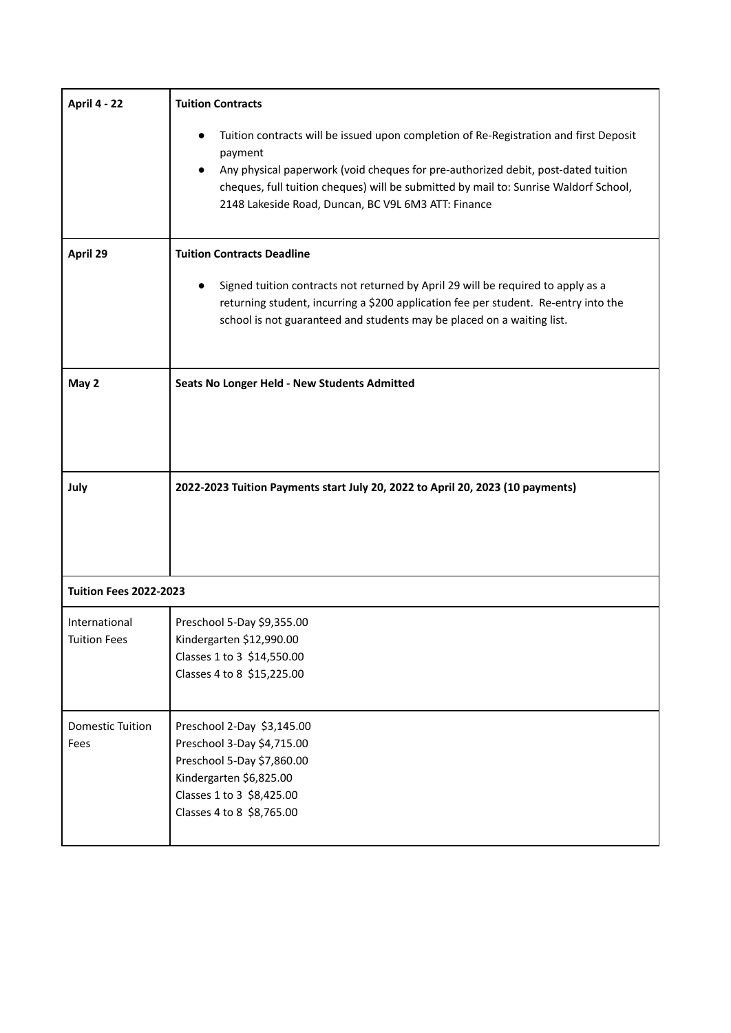| | |
|---|---|
| **April 4 - 22** | **Tuition Contracts**<br><br>• Tuition contracts will be issued upon completion of Re-Registration and first Deposit payment<br>• Any physical paperwork (void cheques for pre-authorized debit, post-dated tuition cheques, full tuition cheques) will be submitted by mail to: Sunrise Waldorf School, 2148 Lakeside Road, Duncan, BC V9L 6M3 ATT: Finance |
| **April 29** | **Tuition Contracts Deadline**<br><br>• Signed tuition contracts not returned by April 29 will be required to apply as a returning student, incurring a $200 application fee per student. Re-entry into the school is not guaranteed and students may be placed on a waiting list. |
| **May 2** | **Seats No Longer Held - New Students Admitted** |
| **July** | **2022-2023 Tuition Payments start July 20, 2022 to April 20, 2023 (10 payments)** |
| **Tuition Fees 2022-2023** | |
| International Tuition Fees | Preschool 5-Day $9,355.00<br>Kindergarten $12,990.00<br>Classes 1 to 3 $14,550.00<br>Classes 4 to 8 $15,225.00 |
| Domestic Tuition Fees | Preschool 2-Day $3,145.00<br>Preschool 3-Day $4,715.00<br>Preschool 5-Day $7,860.00<br>Kindergarten $6,825.00<br>Classes 1 to 3 $8,425.00<br>Classes 4 to 8 $8,765.00 |